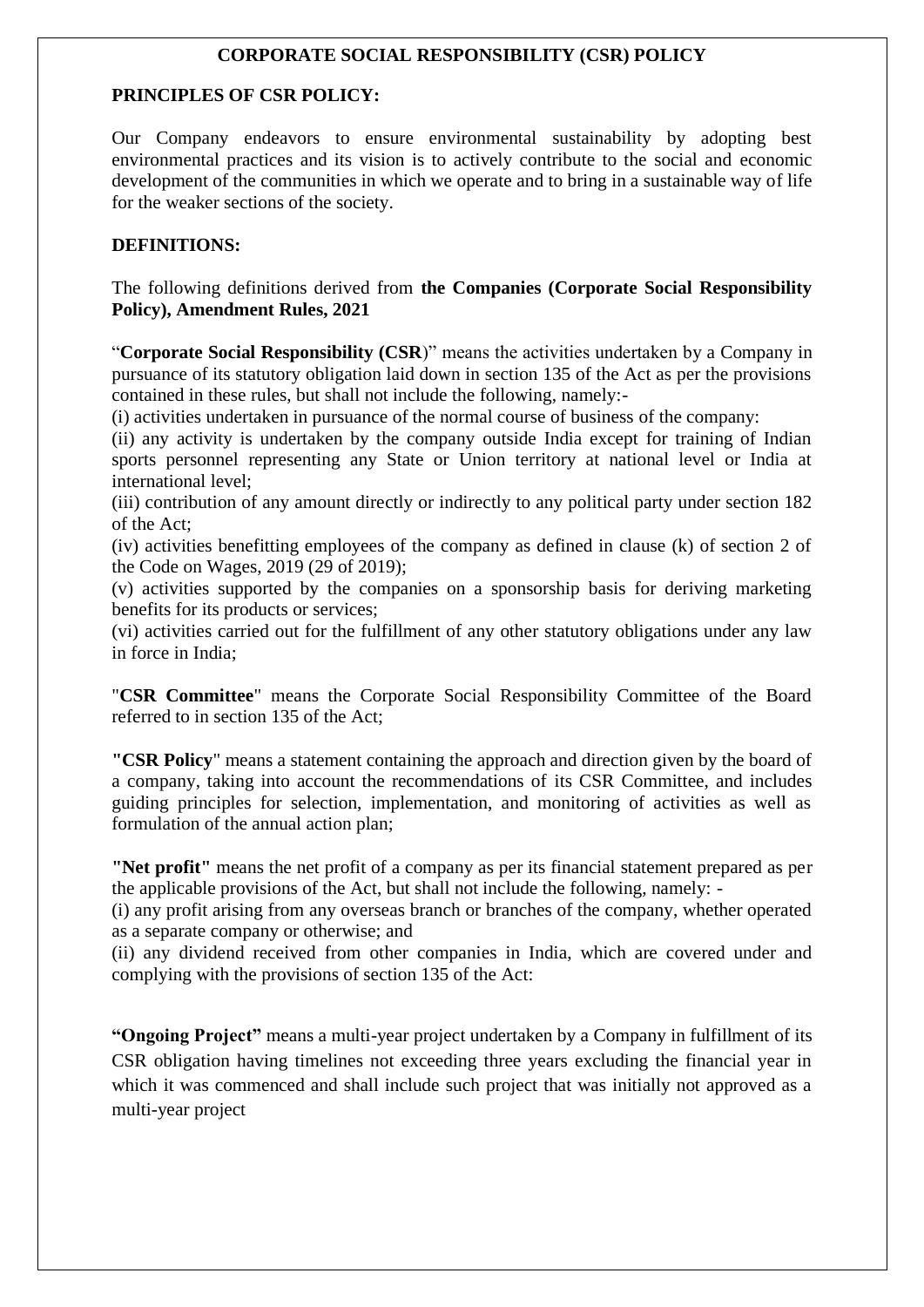# CORPORATE SOCIAL RESPONSIBILITY (CSR) POLICY

## PRINCIPLES OF CSR POLICY:

Our Company endeavors to ensure environmental sustainability by adopting best environmental practices and its vision is to actively contribute to the social and economic development of the communities in which we operate and to bring in a sustainable way of life for the weaker sections of the society.

## DEFINITIONS:

The following definitions derived from **the Companies (Corporate Social Responsibility Policy), Amendment Rules, 2021**

"**Corporate Social Responsibility (CSR**)" means the activities undertaken by a Company in pursuance of its statutory obligation laid down in section 135 of the Act as per the provisions contained in these rules, but shall not include the following, namely:-

(i) activities undertaken in pursuance of the normal course of business of the company:

(ii) any activity is undertaken by the company outside India except for training of Indian sports personnel representing any State or Union territory at national level or India at international level;

(iii) contribution of any amount directly or indirectly to any political party under section 182 of the Act;

(iv) activities benefitting employees of the company as defined in clause (k) of section 2 of the Code on Wages, 2019 (29 of 2019);

(v) activities supported by the companies on a sponsorship basis for deriving marketing benefits for its products or services;

(vi) activities carried out for the fulfillment of any other statutory obligations under any law in force in India;

"**CSR Committee**" means the Corporate Social Responsibility Committee of the Board referred to in section 135 of the Act;

**"CSR Policy**" means a statement containing the approach and direction given by the board of a company, taking into account the recommendations of its CSR Committee, and includes guiding principles for selection, implementation, and monitoring of activities as well as formulation of the annual action plan;

**"Net profit"** means the net profit of a company as per its financial statement prepared as per the applicable provisions of the Act, but shall not include the following, namely: -

(i) any profit arising from any overseas branch or branches of the company, whether operated as a separate company or otherwise; and

(ii) any dividend received from other companies in India, which are covered under and complying with the provisions of section 135 of the Act:

**"Ongoing Project"** means a multi-year project undertaken by a Company in fulfillment of its CSR obligation having timelines not exceeding three years excluding the financial year in which it was commenced and shall include such project that was initially not approved as a multi-year project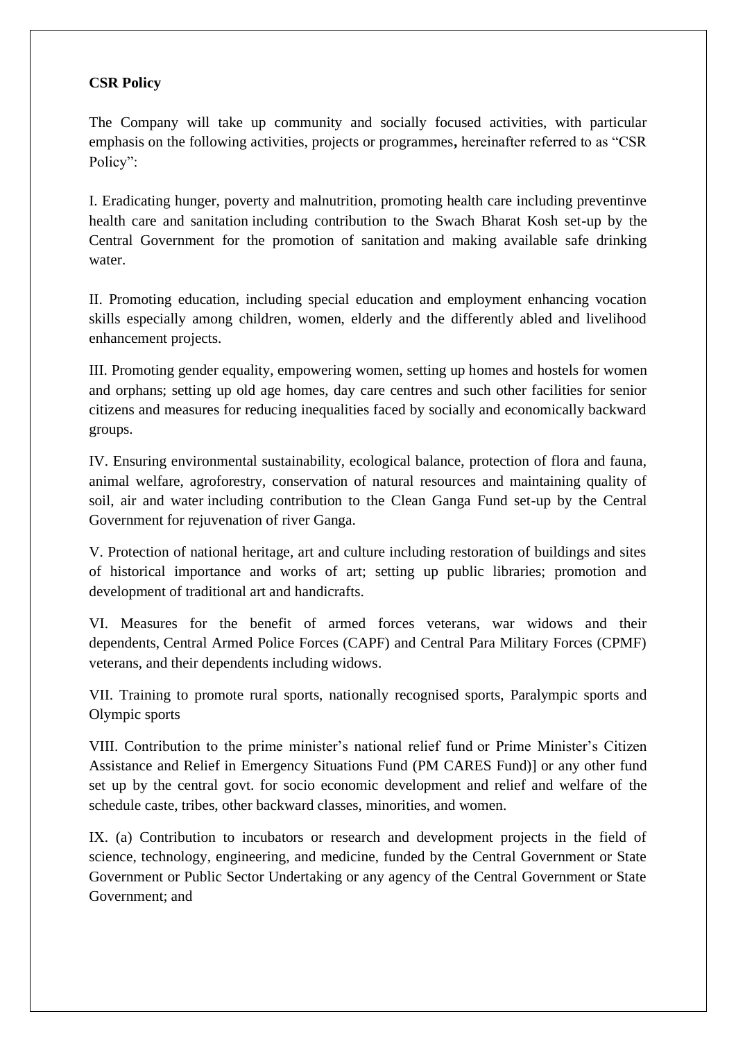**CSR Policy**

The Company will take up community and socially focused activities, with particular emphasis on the following activities, projects or programmes**,** hereinafter referred to as "CSR Policy":

I. Eradicating hunger, poverty and malnutrition, promoting health care including preventinve health care and sanitation including contribution to the Swach Bharat Kosh set-up by the Central Government for the promotion of sanitation and making available safe drinking water.

II. Promoting education, including special education and employment enhancing vocation skills especially among children, women, elderly and the differently abled and livelihood enhancement projects.

III. Promoting gender equality, empowering women, setting up homes and hostels for women and orphans; setting up old age homes, day care centres and such other facilities for senior citizens and measures for reducing inequalities faced by socially and economically backward groups.

IV. Ensuring environmental sustainability, ecological balance, protection of flora and fauna, animal welfare, agroforestry, conservation of natural resources and maintaining quality of soil, air and water including contribution to the Clean Ganga Fund set-up by the Central Government for rejuvenation of river Ganga.

V. Protection of national heritage, art and culture including restoration of buildings and sites of historical importance and works of art; setting up public libraries; promotion and development of traditional art and handicrafts.

VI. Measures for the benefit of armed forces veterans, war widows and their dependents, Central Armed Police Forces (CAPF) and Central Para Military Forces (CPMF) veterans, and their dependents including widows.

VII. Training to promote rural sports, nationally recognised sports, Paralympic sports and Olympic sports

VIII. Contribution to the prime minister's national relief fund or Prime Minister's Citizen Assistance and Relief in Emergency Situations Fund (PM CARES Fund)] or any other fund set up by the central govt. for socio economic development and relief and welfare of the schedule caste, tribes, other backward classes, minorities, and women.

IX. (a) Contribution to incubators or research and development projects in the field of science, technology, engineering, and medicine, funded by the Central Government or State Government or Public Sector Undertaking or any agency of the Central Government or State Government; and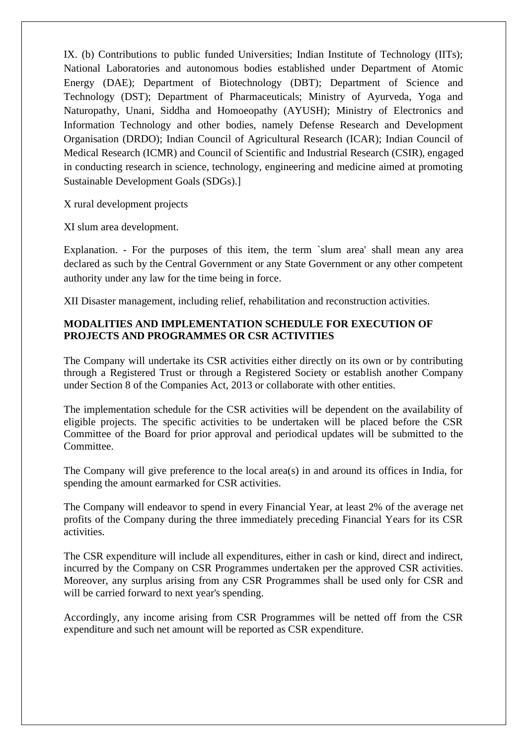IX. (b) Contributions to public funded Universities; Indian Institute of Technology (IITs); National Laboratories and autonomous bodies established under Department of Atomic Energy (DAE); Department of Biotechnology (DBT); Department of Science and Technology (DST); Department of Pharmaceuticals; Ministry of Ayurveda, Yoga and Naturopathy, Unani, Siddha and Homoeopathy (AYUSH); Ministry of Electronics and Information Technology and other bodies, namely Defense Research and Development Organisation (DRDO); Indian Council of Agricultural Research (ICAR); Indian Council of Medical Research (ICMR) and Council of Scientific and Industrial Research (CSIR), engaged in conducting research in science, technology, engineering and medicine aimed at promoting Sustainable Development Goals (SDGs).]

X rural development projects

XI slum area development.

Explanation. - For the purposes of this item, the term `slum area' shall mean any area declared as such by the Central Government or any State Government or any other competent authority under any law for the time being in force.

XII Disaster management, including relief, rehabilitation and reconstruction activities.

**MODALITIES AND IMPLEMENTATION SCHEDULE FOR EXECUTION OF PROJECTS AND PROGRAMMES OR CSR ACTIVITIES**

The Company will undertake its CSR activities either directly on its own or by contributing through a Registered Trust or through a Registered Society or establish another Company under Section 8 of the Companies Act, 2013 or collaborate with other entities.

The implementation schedule for the CSR activities will be dependent on the availability of eligible projects. The specific activities to be undertaken will be placed before the CSR Committee of the Board for prior approval and periodical updates will be submitted to the Committee.

The Company will give preference to the local area(s) in and around its offices in India, for spending the amount earmarked for CSR activities.

The Company will endeavor to spend in every Financial Year, at least 2% of the average net profits of the Company during the three immediately preceding Financial Years for its CSR activities.

The CSR expenditure will include all expenditures, either in cash or kind, direct and indirect, incurred by the Company on CSR Programmes undertaken per the approved CSR activities. Moreover, any surplus arising from any CSR Programmes shall be used only for CSR and will be carried forward to next year's spending.

Accordingly, any income arising from CSR Programmes will be netted off from the CSR expenditure and such net amount will be reported as CSR expenditure.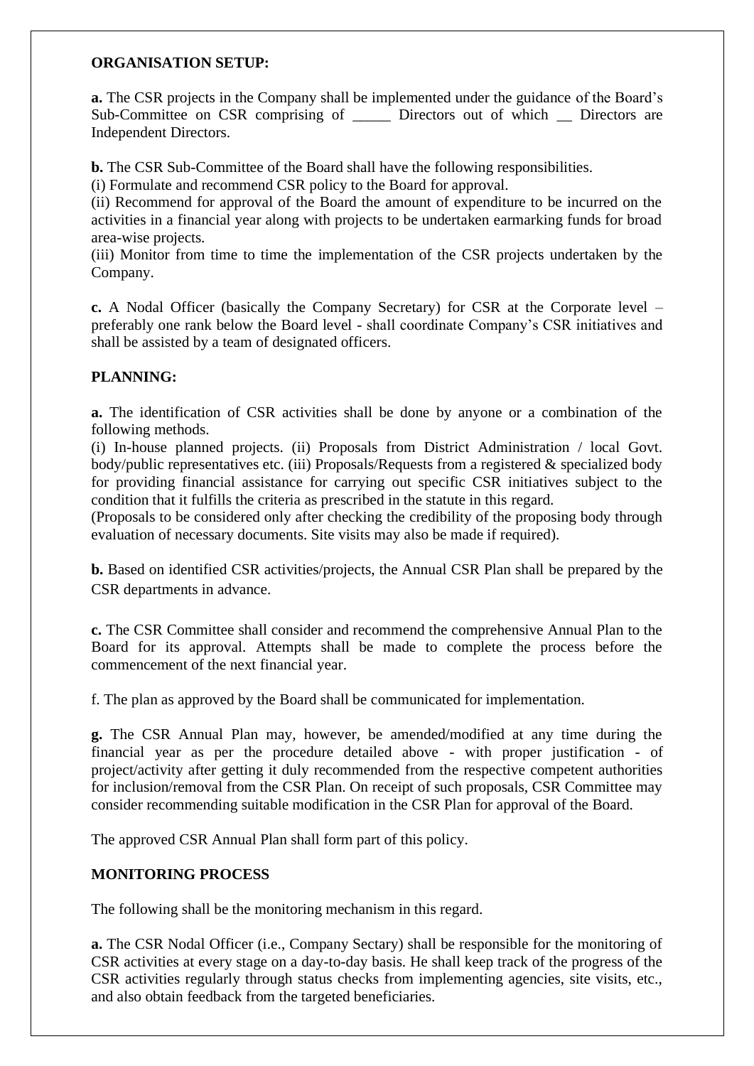**ORGANISATION SETUP:**

**a.** The CSR projects in the Company shall be implemented under the guidance of the Board's Sub-Committee on CSR comprising of _____ Directors out of which __ Directors are Independent Directors.

**b.** The CSR Sub-Committee of the Board shall have the following responsibilities.
(i) Formulate and recommend CSR policy to the Board for approval.
(ii) Recommend for approval of the Board the amount of expenditure to be incurred on the activities in a financial year along with projects to be undertaken earmarking funds for broad area-wise projects.
(iii) Monitor from time to time the implementation of the CSR projects undertaken by the Company.

**c.** A Nodal Officer (basically the Company Secretary) for CSR at the Corporate level – preferably one rank below the Board level - shall coordinate Company's CSR initiatives and shall be assisted by a team of designated officers.

**PLANNING:**

**a.** The identification of CSR activities shall be done by anyone or a combination of the following methods.
(i) In-house planned projects. (ii) Proposals from District Administration / local Govt. body/public representatives etc. (iii) Proposals/Requests from a registered & specialized body for providing financial assistance for carrying out specific CSR initiatives subject to the condition that it fulfills the criteria as prescribed in the statute in this regard.
(Proposals to be considered only after checking the credibility of the proposing body through evaluation of necessary documents. Site visits may also be made if required).

**b.** Based on identified CSR activities/projects, the Annual CSR Plan shall be prepared by the CSR departments in advance.

**c.** The CSR Committee shall consider and recommend the comprehensive Annual Plan to the Board for its approval. Attempts shall be made to complete the process before the commencement of the next financial year.

f. The plan as approved by the Board shall be communicated for implementation.

**g.** The CSR Annual Plan may, however, be amended/modified at any time during the financial year as per the procedure detailed above - with proper justification - of project/activity after getting it duly recommended from the respective competent authorities for inclusion/removal from the CSR Plan. On receipt of such proposals, CSR Committee may consider recommending suitable modification in the CSR Plan for approval of the Board.

The approved CSR Annual Plan shall form part of this policy.

**MONITORING PROCESS**

The following shall be the monitoring mechanism in this regard.

**a.** The CSR Nodal Officer (i.e., Company Sectary) shall be responsible for the monitoring of CSR activities at every stage on a day-to-day basis. He shall keep track of the progress of the CSR activities regularly through status checks from implementing agencies, site visits, etc., and also obtain feedback from the targeted beneficiaries.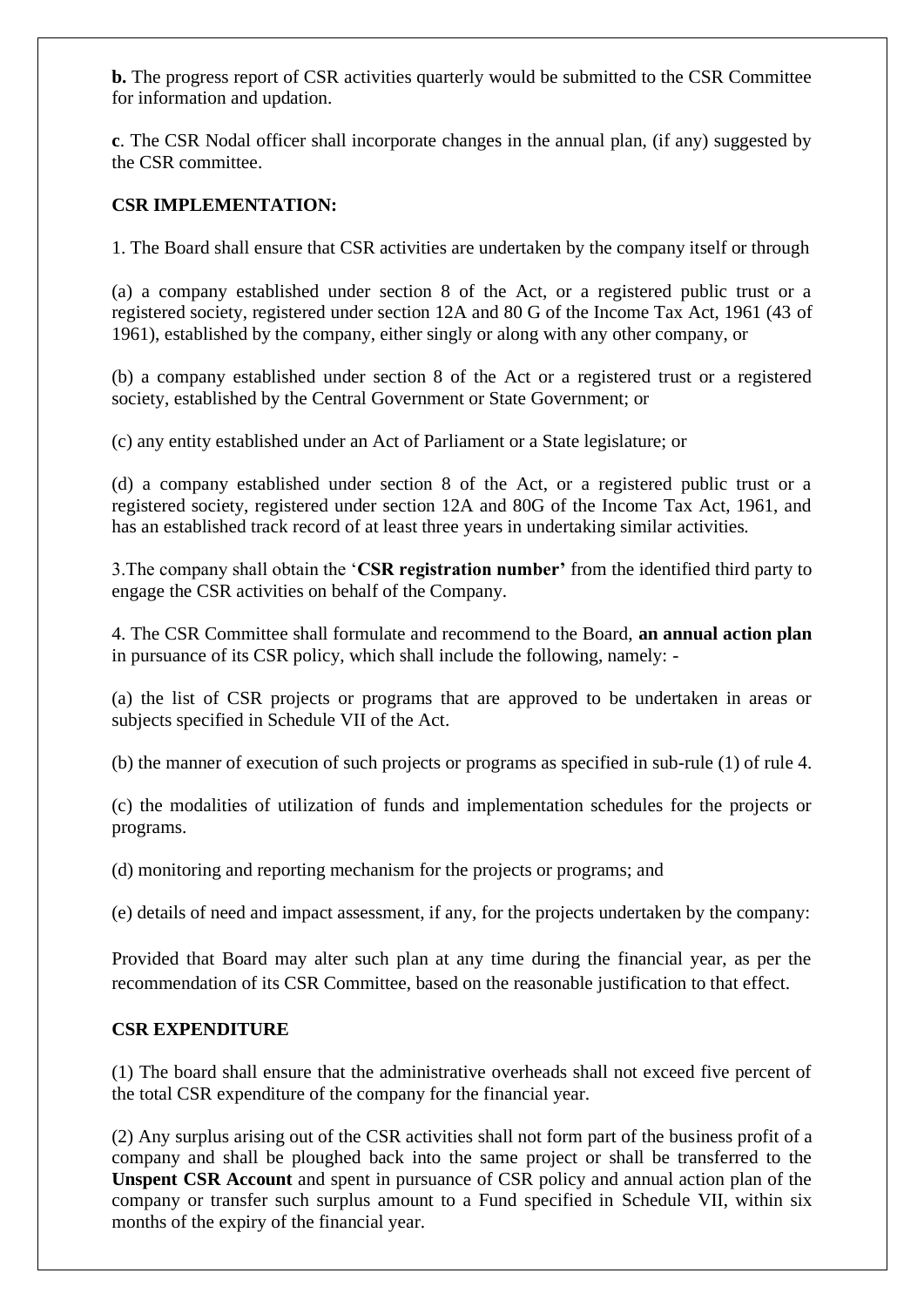**b.** The progress report of CSR activities quarterly would be submitted to the CSR Committee for information and updation.

**c**. The CSR Nodal officer shall incorporate changes in the annual plan, (if any) suggested by the CSR committee.

**CSR IMPLEMENTATION:**

1. The Board shall ensure that CSR activities are undertaken by the company itself or through

(a) a company established under section 8 of the Act, or a registered public trust or a registered society, registered under section 12A and 80 G of the Income Tax Act, 1961 (43 of 1961), established by the company, either singly or along with any other company, or

(b) a company established under section 8 of the Act or a registered trust or a registered society, established by the Central Government or State Government; or

(c) any entity established under an Act of Parliament or a State legislature; or

(d) a company established under section 8 of the Act, or a registered public trust or a registered society, registered under section 12A and 80G of the Income Tax Act, 1961, and has an established track record of at least three years in undertaking similar activities.

3.The company shall obtain the '**CSR registration number'** from the identified third party to engage the CSR activities on behalf of the Company.

4. The CSR Committee shall formulate and recommend to the Board, **an annual action plan** in pursuance of its CSR policy, which shall include the following, namely: -

(a) the list of CSR projects or programs that are approved to be undertaken in areas or subjects specified in Schedule VII of the Act.

(b) the manner of execution of such projects or programs as specified in sub-rule (1) of rule 4.

(c) the modalities of utilization of funds and implementation schedules for the projects or programs.

(d) monitoring and reporting mechanism for the projects or programs; and

(e) details of need and impact assessment, if any, for the projects undertaken by the company:

Provided that Board may alter such plan at any time during the financial year, as per the recommendation of its CSR Committee, based on the reasonable justification to that effect.

**CSR EXPENDITURE**

(1) The board shall ensure that the administrative overheads shall not exceed five percent of the total CSR expenditure of the company for the financial year.

(2) Any surplus arising out of the CSR activities shall not form part of the business profit of a company and shall be ploughed back into the same project or shall be transferred to the **Unspent CSR Account** and spent in pursuance of CSR policy and annual action plan of the company or transfer such surplus amount to a Fund specified in Schedule VII, within six months of the expiry of the financial year.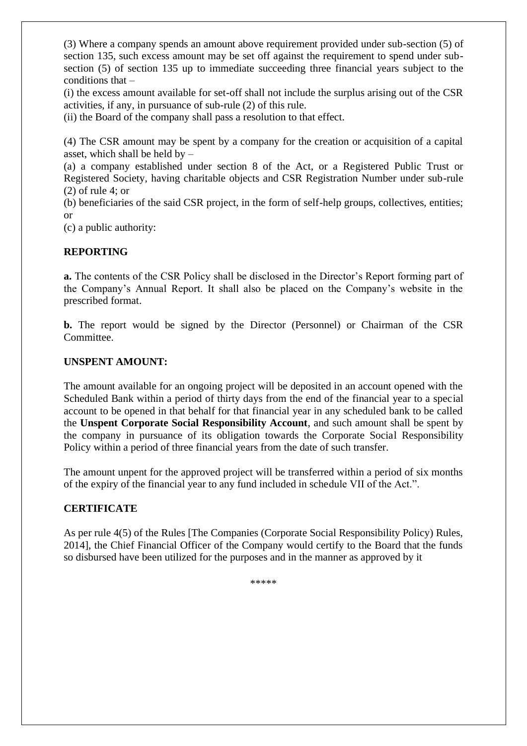(3) Where a company spends an amount above requirement provided under sub-section (5) of section 135, such excess amount may be set off against the requirement to spend under sub-section (5) of section 135 up to immediate succeeding three financial years subject to the conditions that –

(i) the excess amount available for set-off shall not include the surplus arising out of the CSR activities, if any, in pursuance of sub-rule (2) of this rule.

(ii) the Board of the company shall pass a resolution to that effect.

(4) The CSR amount may be spent by a company for the creation or acquisition of a capital asset, which shall be held by –

(a) a company established under section 8 of the Act, or a Registered Public Trust or Registered Society, having charitable objects and CSR Registration Number under sub-rule (2) of rule 4; or

(b) beneficiaries of the said CSR project, in the form of self-help groups, collectives, entities; or

(c) a public authority:

**REPORTING**

**a.** The contents of the CSR Policy shall be disclosed in the Director's Report forming part of the Company's Annual Report. It shall also be placed on the Company's website in the prescribed format.

**b.** The report would be signed by the Director (Personnel) or Chairman of the CSR Committee.

**UNSPENT AMOUNT:**

The amount available for an ongoing project will be deposited in an account opened with the Scheduled Bank within a period of thirty days from the end of the financial year to a special account to be opened in that behalf for that financial year in any scheduled bank to be called the **Unspent Corporate Social Responsibility Account**, and such amount shall be spent by the company in pursuance of its obligation towards the Corporate Social Responsibility Policy within a period of three financial years from the date of such transfer.

The amount unpent for the approved project will be transferred within a period of six months of the expiry of the financial year to any fund included in schedule VII of the Act.".

**CERTIFICATE**

As per rule 4(5) of the Rules [The Companies (Corporate Social Responsibility Policy) Rules, 2014], the Chief Financial Officer of the Company would certify to the Board that the funds so disbursed have been utilized for the purposes and in the manner as approved by it

*****